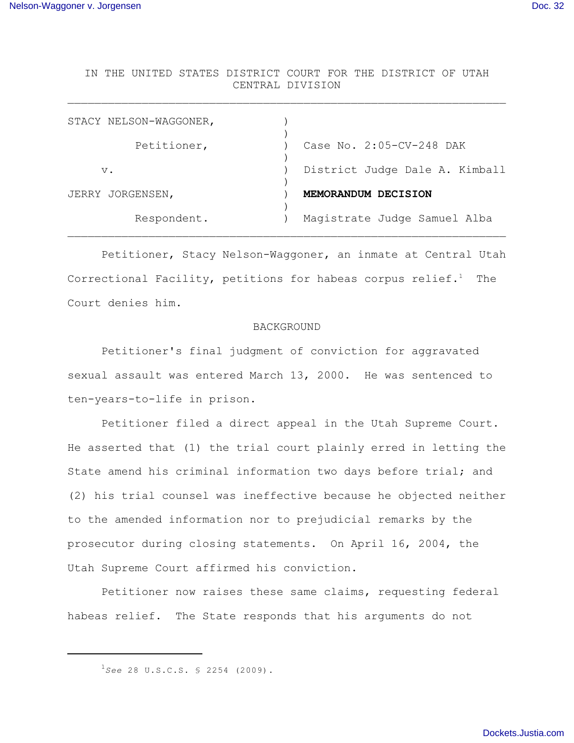IN THE UNITED STATES DISTRICT COURT FOR THE DISTRICT OF UTAH
CENTRAL DIVISION

| | | |
|---|---|---|
| STACY NELSON-WAGGONER, | ) | |
| Petitioner, | ) | Case No. 2:05-CV-248 DAK |
| v. | ) | District Judge Dale A. Kimball |
| JERRY JORGENSEN, | ) | **MEMORANDUM DECISION** |
| Respondent. | ) | Magistrate Judge Samuel Alba |

Petitioner, Stacy Nelson-Waggoner, an inmate at Central Utah Correctional Facility, petitions for habeas corpus relief.[1] The Court denies him.

BACKGROUND

Petitioner's final judgment of conviction for aggravated sexual assault was entered March 13, 2000. He was sentenced to ten-years-to-life in prison.

Petitioner filed a direct appeal in the Utah Supreme Court. He asserted that (1) the trial court plainly erred in letting the State amend his criminal information two days before trial; and (2) his trial counsel was ineffective because he objected neither to the amended information nor to prejudicial remarks by the prosecutor during closing statements. On April 16, 2004, the Utah Supreme Court affirmed his conviction.

Petitioner now raises these same claims, requesting federal habeas relief. The State responds that his arguments do not

---

[1] *See* 28 U.S.C.S. § 2254 (2009).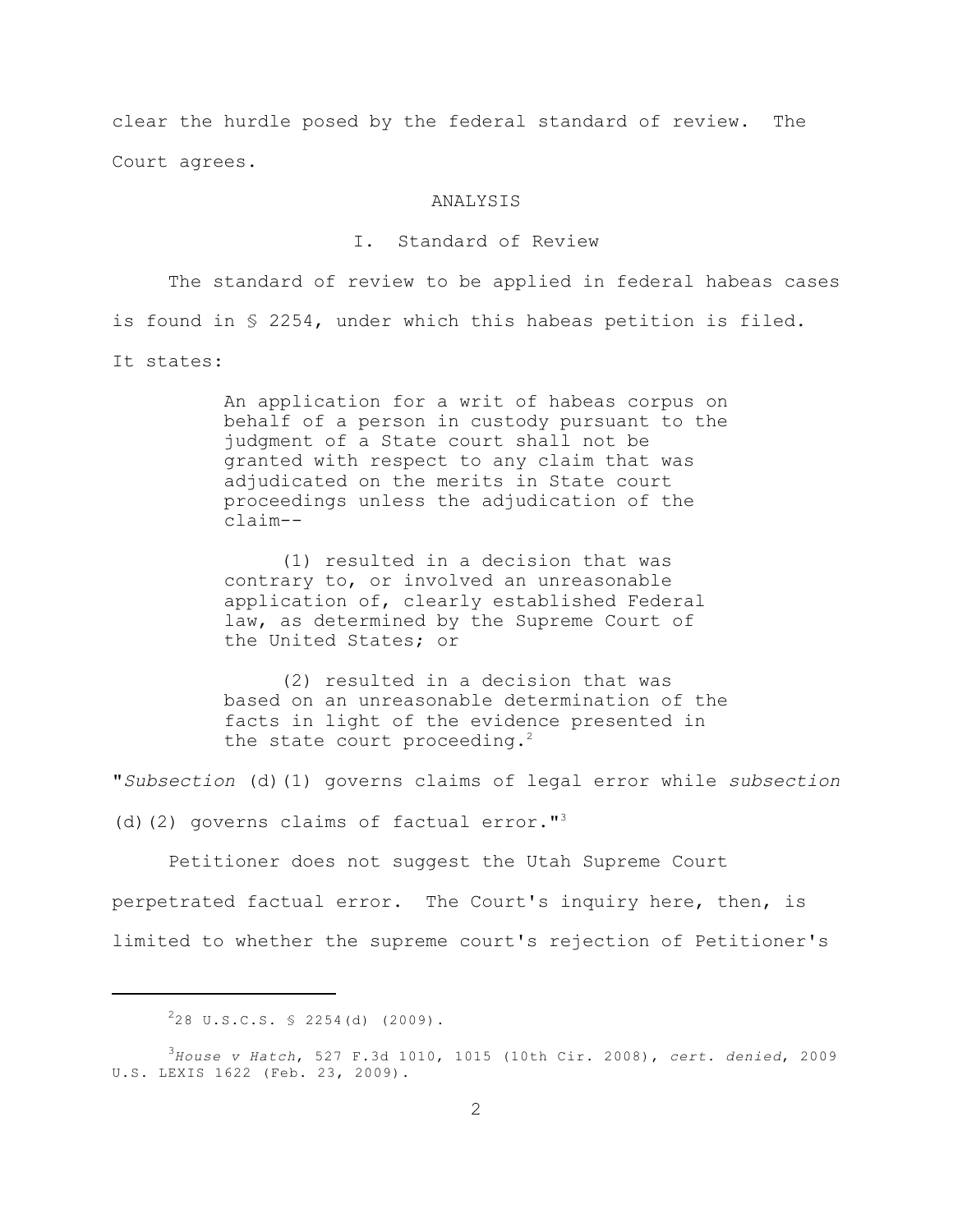clear the hurdle posed by the federal standard of review. The Court agrees.

## ANALYSIS

### I. Standard of Review

The standard of review to be applied in federal habeas cases is found in § 2254, under which this habeas petition is filed. It states:

> An application for a writ of habeas corpus on behalf of a person in custody pursuant to the judgment of a State court shall not be granted with respect to any claim that was adjudicated on the merits in State court proceedings unless the adjudication of the claim--
>
> (1) resulted in a decision that was contrary to, or involved an unreasonable application of, clearly established Federal law, as determined by the Supreme Court of the United States; or
>
> (2) resulted in a decision that was based on an unreasonable determination of the facts in light of the evidence presented in the state court proceeding.[2]

"*Subsection* (d)(1) governs claims of legal error while *subsection* (d)(2) governs claims of factual error."[3]

Petitioner does not suggest the Utah Supreme Court perpetrated factual error. The Court's inquiry here, then, is limited to whether the supreme court's rejection of Petitioner's

---

[2] 28 U.S.C.S. § 2254(d) (2009).

[3] *House v Hatch*, 527 F.3d 1010, 1015 (10th Cir. 2008), *cert. denied*, 2009 U.S. LEXIS 1622 (Feb. 23, 2009).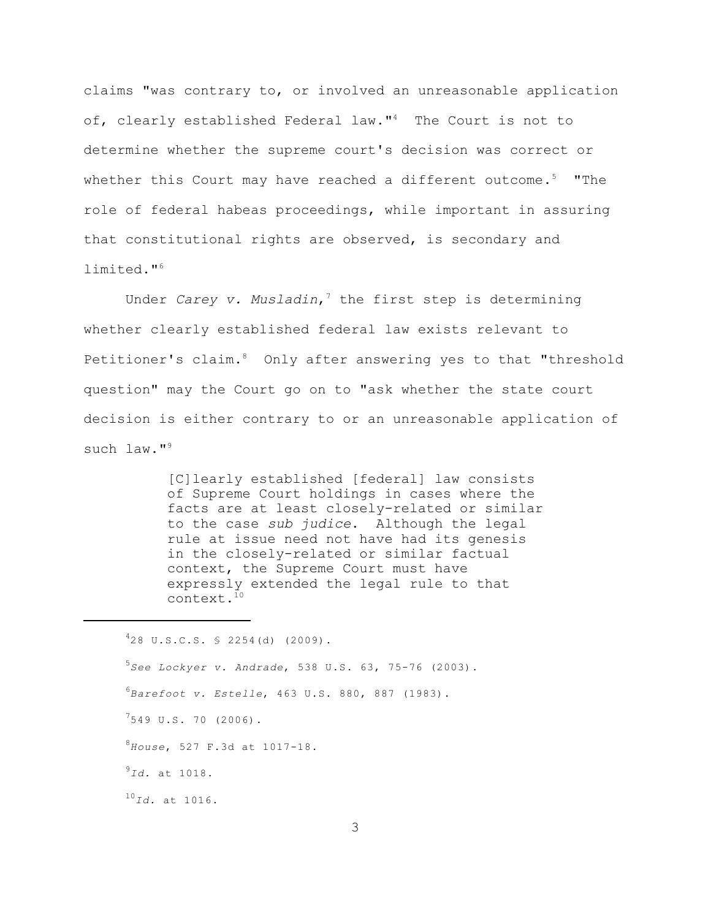claims "was contrary to, or involved an unreasonable application of, clearly established Federal law."[4] The Court is not to determine whether the supreme court's decision was correct or whether this Court may have reached a different outcome.[5] "The role of federal habeas proceedings, while important in assuring that constitutional rights are observed, is secondary and limited."[6]

Under *Carey v. Musladin*,[7] the first step is determining whether clearly established federal law exists relevant to Petitioner's claim.[8] Only after answering yes to that "threshold question" may the Court go on to "ask whether the state court decision is either contrary to or an unreasonable application of such law."[9]

> [C]learly established [federal] law consists of Supreme Court holdings in cases where the facts are at least closely-related or similar to the case *sub judice*. Although the legal rule at issue need not have had its genesis in the closely-related or similar factual context, the Supreme Court must have expressly extended the legal rule to that context.[10]

---

[4] 28 U.S.C.S. § 2254(d) (2009).

[5] *See Lockyer v. Andrade*, 538 U.S. 63, 75-76 (2003).

[6] *Barefoot v. Estelle*, 463 U.S. 880, 887 (1983).

[7] 549 U.S. 70 (2006).

[8] *House*, 527 F.3d at 1017-18.

[9] *Id.* at 1018.

[10] *Id.* at 1016.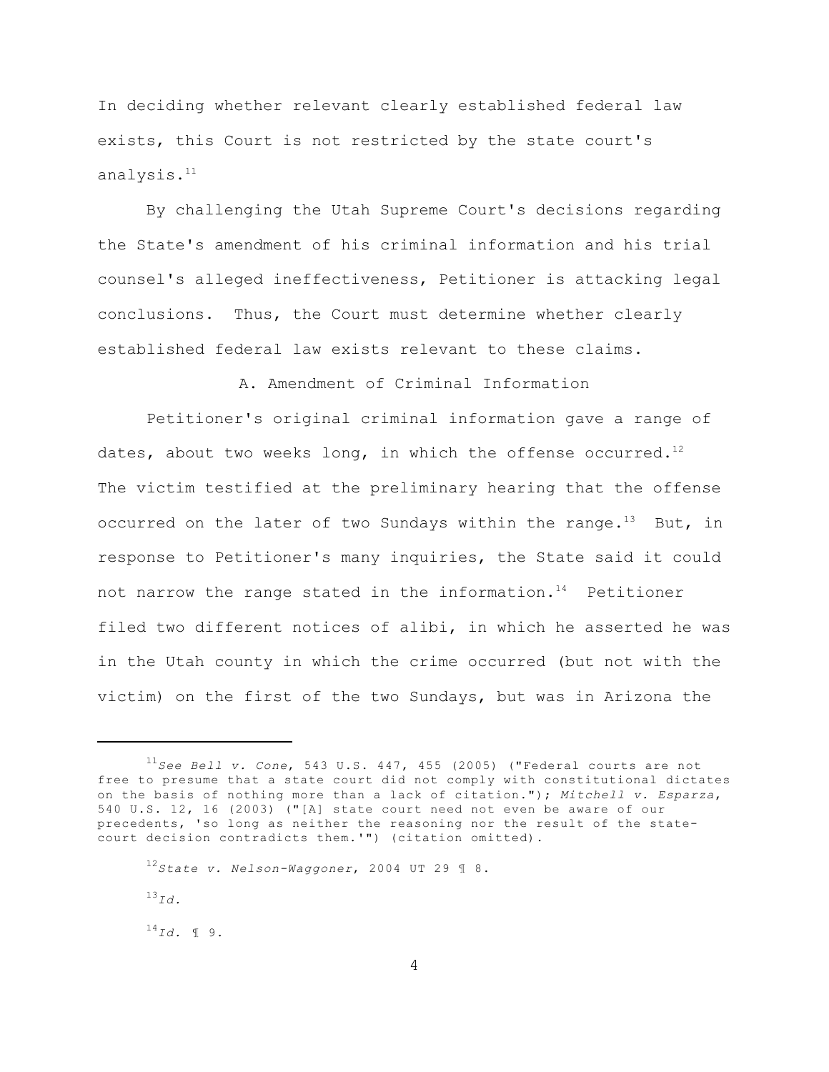In deciding whether relevant clearly established federal law exists, this Court is not restricted by the state court's analysis.[11]

By challenging the Utah Supreme Court's decisions regarding the State's amendment of his criminal information and his trial counsel's alleged ineffectiveness, Petitioner is attacking legal conclusions. Thus, the Court must determine whether clearly established federal law exists relevant to these claims.

### A. Amendment of Criminal Information

Petitioner's original criminal information gave a range of dates, about two weeks long, in which the offense occurred.[12] The victim testified at the preliminary hearing that the offense occurred on the later of two Sundays within the range.[13] But, in response to Petitioner's many inquiries, the State said it could not narrow the range stated in the information.[14] Petitioner filed two different notices of alibi, in which he asserted he was in the Utah county in which the crime occurred (but not with the victim) on the first of the two Sundays, but was in Arizona the

---

[11] *See Bell v. Cone*, 543 U.S. 447, 455 (2005) ("Federal courts are not free to presume that a state court did not comply with constitutional dictates on the basis of nothing more than a lack of citation."); *Mitchell v. Esparza*, 540 U.S. 12, 16 (2003) ("[A] state court need not even be aware of our precedents, 'so long as neither the reasoning nor the result of the state-court decision contradicts them.'") (citation omitted).

[12] *State v. Nelson-Waggoner*, 2004 UT 29 ¶ 8.

[13] *Id.*

[14] *Id.* ¶ 9.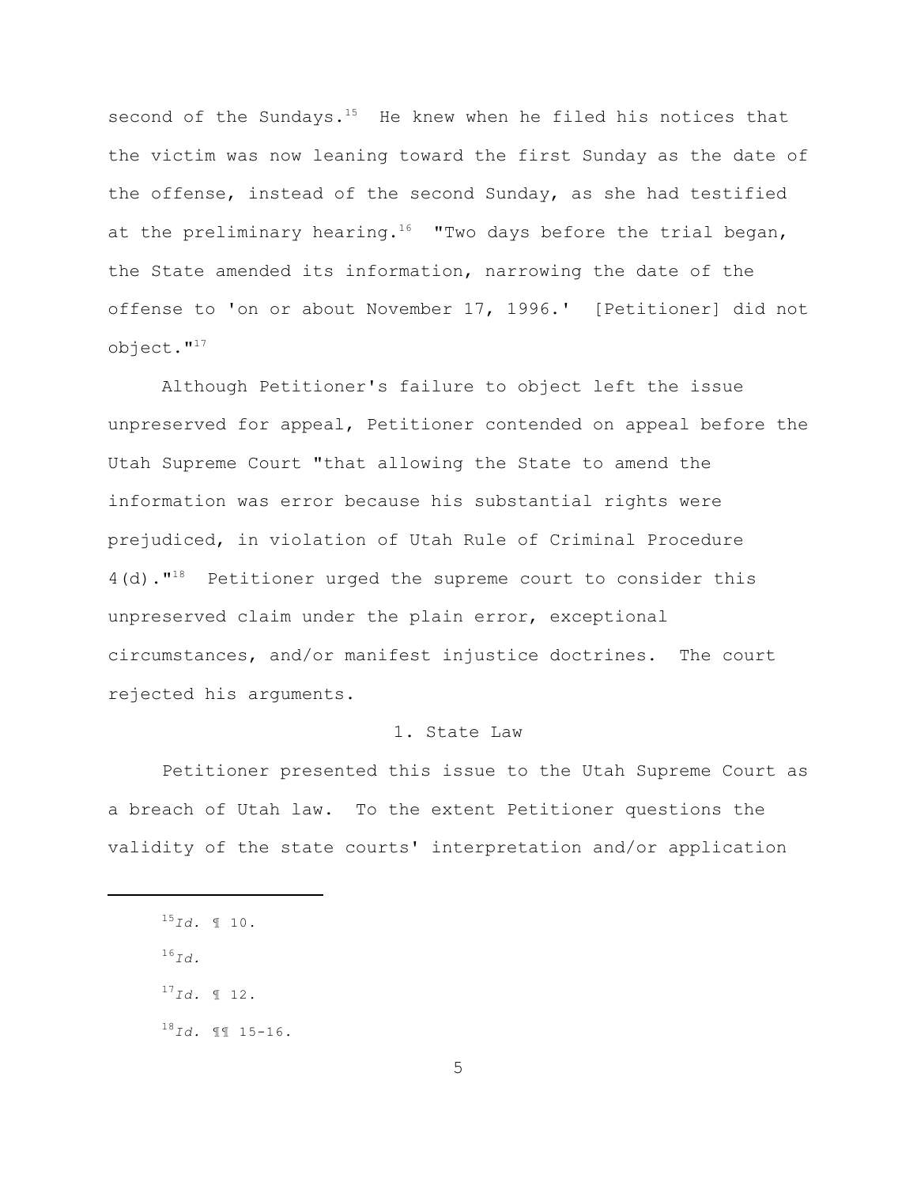second of the Sundays.[15] He knew when he filed his notices that the victim was now leaning toward the first Sunday as the date of the offense, instead of the second Sunday, as she had testified at the preliminary hearing.[16] "Two days before the trial began, the State amended its information, narrowing the date of the offense to 'on or about November 17, 1996.' [Petitioner] did not object."[17]

Although Petitioner's failure to object left the issue unpreserved for appeal, Petitioner contended on appeal before the Utah Supreme Court "that allowing the State to amend the information was error because his substantial rights were prejudiced, in violation of Utah Rule of Criminal Procedure 4(d)."[18] Petitioner urged the supreme court to consider this unpreserved claim under the plain error, exceptional circumstances, and/or manifest injustice doctrines. The court rejected his arguments.

### 1. State Law

Petitioner presented this issue to the Utah Supreme Court as a breach of Utah law. To the extent Petitioner questions the validity of the state courts' interpretation and/or application

---

[15] *Id.* ¶ 10.

[16] *Id.*

[17] *Id.* ¶ 12.

[18] *Id.* ¶¶ 15-16.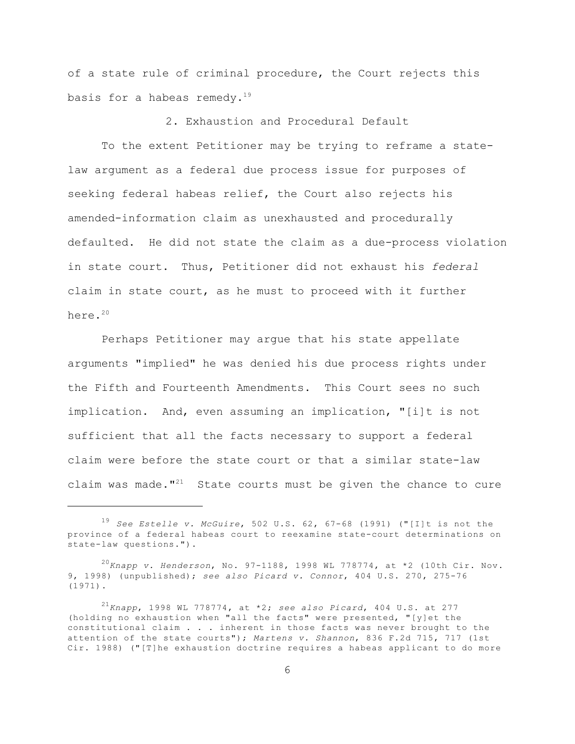of a state rule of criminal procedure, the Court rejects this basis for a habeas remedy.[19]

2. Exhaustion and Procedural Default

To the extent Petitioner may be trying to reframe a state-law argument as a federal due process issue for purposes of seeking federal habeas relief, the Court also rejects his amended-information claim as unexhausted and procedurally defaulted. He did not state the claim as a due-process violation in state court. Thus, Petitioner did not exhaust his *federal* claim in state court, as he must to proceed with it further here.[20]

Perhaps Petitioner may argue that his state appellate arguments "implied" he was denied his due process rights under the Fifth and Fourteenth Amendments. This Court sees no such implication. And, even assuming an implication, "[i]t is not sufficient that all the facts necessary to support a federal claim were before the state court or that a similar state-law claim was made."[21] State courts must be given the chance to cure

---

[19] *See Estelle v. McGuire*, 502 U.S. 62, 67-68 (1991) ("[I]t is not the province of a federal habeas court to reexamine state-court determinations on state-law questions.").

[20] *Knapp v. Henderson*, No. 97-1188, 1998 WL 778774, at *2 (10th Cir. Nov. 9, 1998) (unpublished); *see also Picard v. Connor*, 404 U.S. 270, 275-76 (1971).

[21] *Knapp*, 1998 WL 778774, at *2; *see also Picard*, 404 U.S. at 277 (holding no exhaustion when "all the facts" were presented, "[y]et the constitutional claim . . . inherent in those facts was never brought to the attention of the state courts"); *Martens v. Shannon*, 836 F.2d 715, 717 (1st Cir. 1988) ("[T]he exhaustion doctrine requires a habeas applicant to do more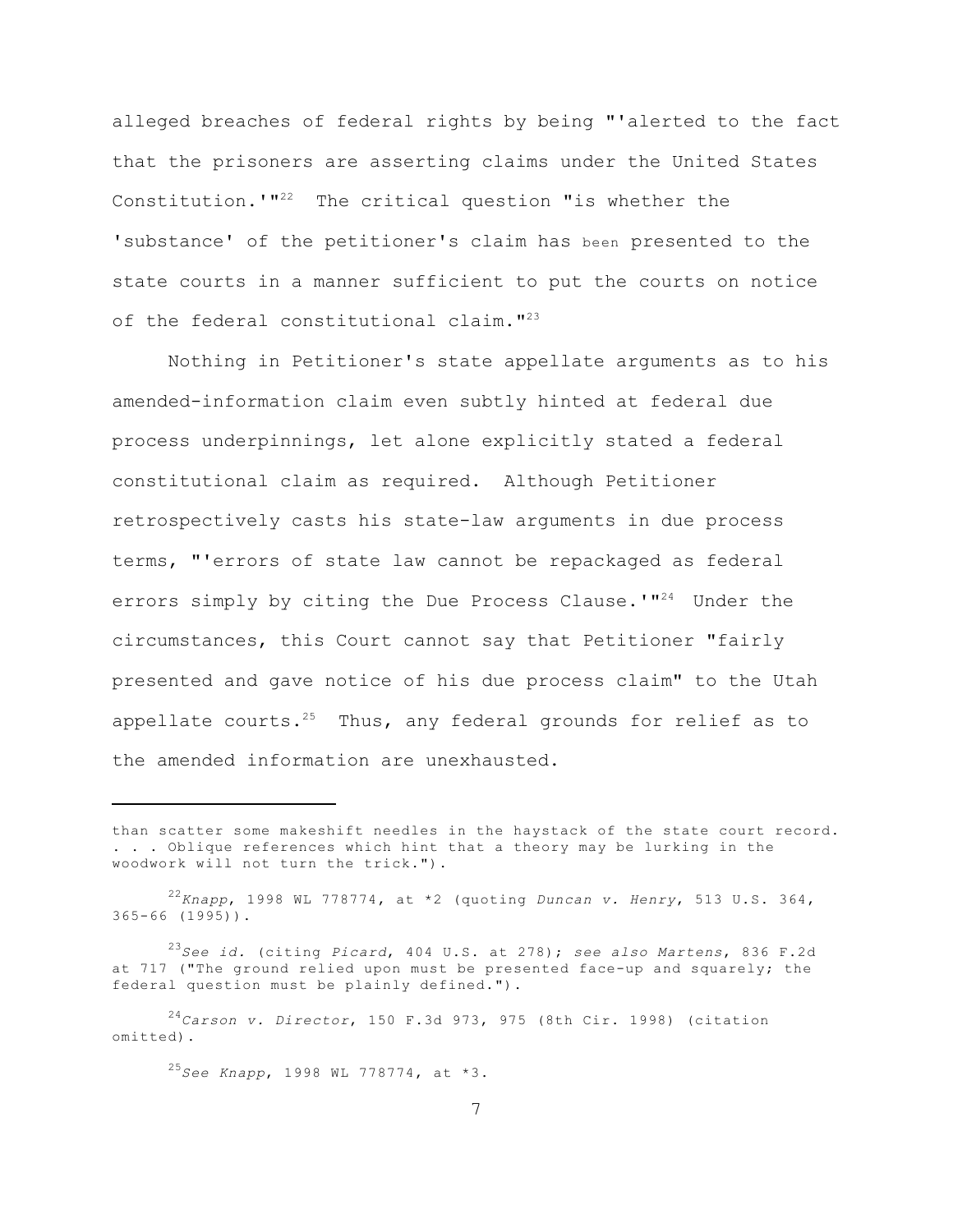alleged breaches of federal rights by being "'alerted to the fact that the prisoners are asserting claims under the United States Constitution.'"[22] The critical question "is whether the 'substance' of the petitioner's claim has been presented to the state courts in a manner sufficient to put the courts on notice of the federal constitutional claim."[23]

Nothing in Petitioner's state appellate arguments as to his amended-information claim even subtly hinted at federal due process underpinnings, let alone explicitly stated a federal constitutional claim as required. Although Petitioner retrospectively casts his state-law arguments in due process terms, "'errors of state law cannot be repackaged as federal errors simply by citing the Due Process Clause.'"[24] Under the circumstances, this Court cannot say that Petitioner "fairly presented and gave notice of his due process claim" to the Utah appellate courts.[25] Thus, any federal grounds for relief as to the amended information are unexhausted.

---

than scatter some makeshift needles in the haystack of the state court record. . . . Oblique references which hint that a theory may be lurking in the woodwork will not turn the trick.").

[22] *Knapp*, 1998 WL 778774, at *2 (quoting *Duncan v. Henry*, 513 U.S. 364, 365-66 (1995)).

[23] *See id.* (citing *Picard*, 404 U.S. at 278); *see also Martens*, 836 F.2d at 717 ("The ground relied upon must be presented face-up and squarely; the federal question must be plainly defined.").

[24] *Carson v. Director*, 150 F.3d 973, 975 (8th Cir. 1998) (citation omitted).

[25] *See Knapp*, 1998 WL 778774, at *3.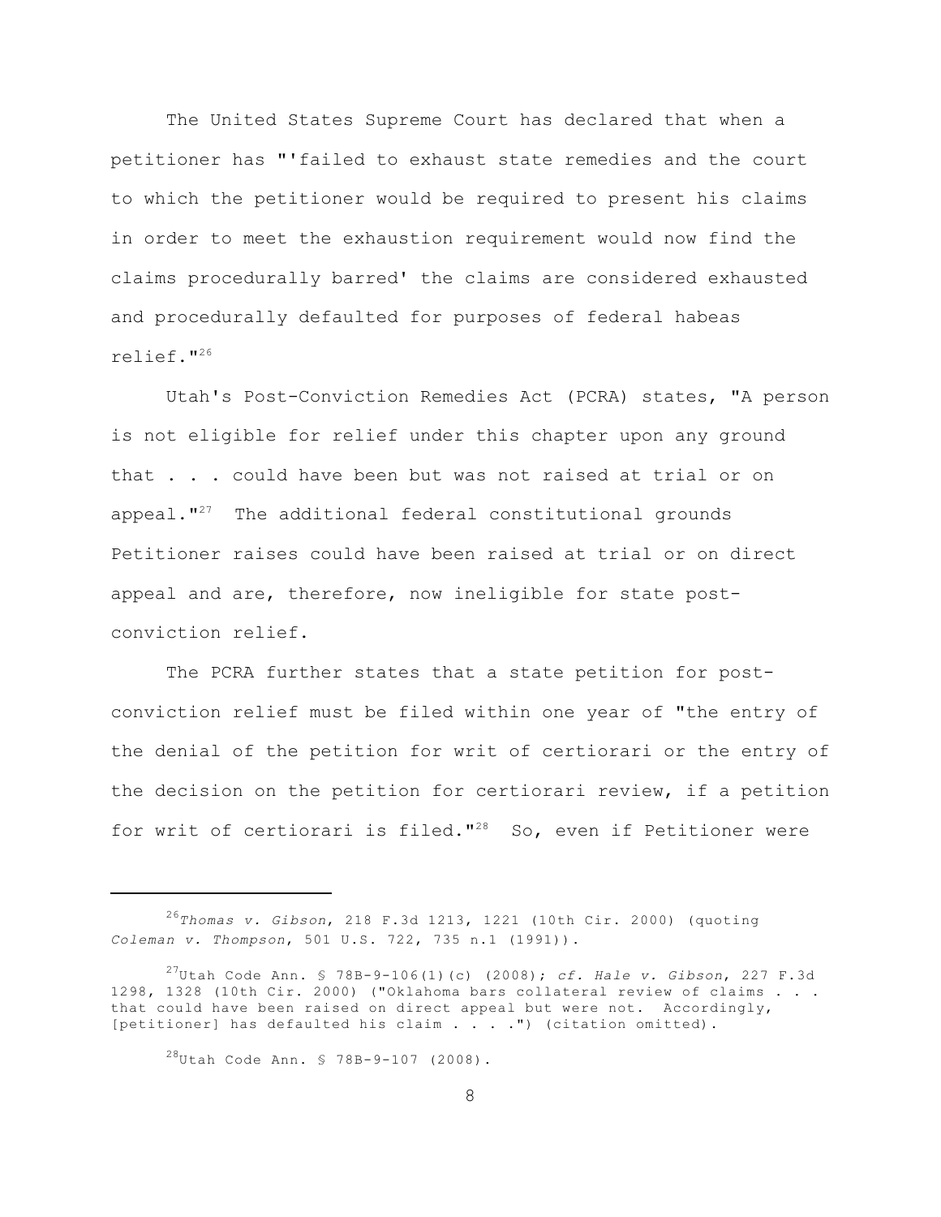The United States Supreme Court has declared that when a petitioner has "'failed to exhaust state remedies and the court to which the petitioner would be required to present his claims in order to meet the exhaustion requirement would now find the claims procedurally barred' the claims are considered exhausted and procedurally defaulted for purposes of federal habeas relief."[26]

Utah's Post-Conviction Remedies Act (PCRA) states, "A person is not eligible for relief under this chapter upon any ground that . . . could have been but was not raised at trial or on appeal."[27] The additional federal constitutional grounds Petitioner raises could have been raised at trial or on direct appeal and are, therefore, now ineligible for state post-conviction relief.

The PCRA further states that a state petition for post-conviction relief must be filed within one year of "the entry of the denial of the petition for writ of certiorari or the entry of the decision on the petition for certiorari review, if a petition for writ of certiorari is filed."[28] So, even if Petitioner were

---

[26] *Thomas v. Gibson*, 218 F.3d 1213, 1221 (10th Cir. 2000) (quoting *Coleman v. Thompson*, 501 U.S. 722, 735 n.1 (1991)).

[27] Utah Code Ann. § 78B-9-106(1)(c) (2008); *cf. Hale v. Gibson*, 227 F.3d 1298, 1328 (10th Cir. 2000) ("Oklahoma bars collateral review of claims . . . that could have been raised on direct appeal but were not. Accordingly, [petitioner] has defaulted his claim . . . .") (citation omitted).

[28] Utah Code Ann. § 78B-9-107 (2008).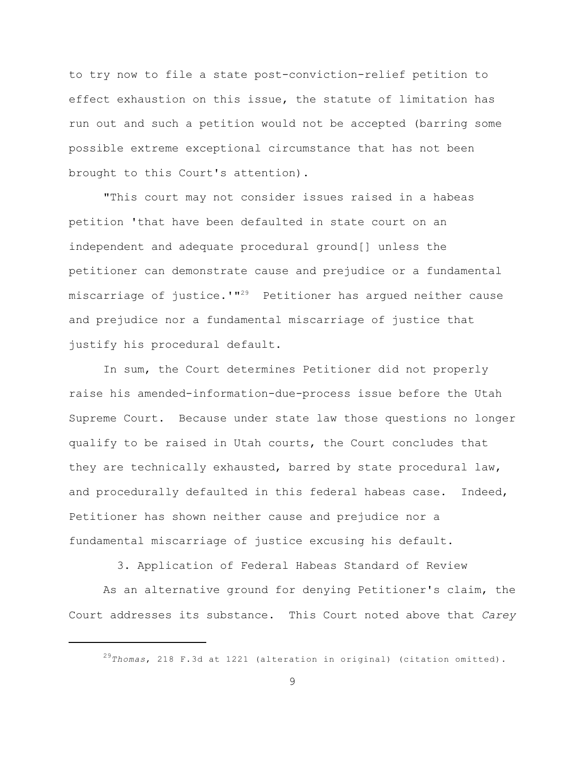to try now to file a state post-conviction-relief petition to effect exhaustion on this issue, the statute of limitation has run out and such a petition would not be accepted (barring some possible extreme exceptional circumstance that has not been brought to this Court's attention).

"This court may not consider issues raised in a habeas petition 'that have been defaulted in state court on an independent and adequate procedural ground[] unless the petitioner can demonstrate cause and prejudice or a fundamental miscarriage of justice.'"[29] Petitioner has argued neither cause and prejudice nor a fundamental miscarriage of justice that justify his procedural default.

In sum, the Court determines Petitioner did not properly raise his amended-information-due-process issue before the Utah Supreme Court. Because under state law those questions no longer qualify to be raised in Utah courts, the Court concludes that they are technically exhausted, barred by state procedural law, and procedurally defaulted in this federal habeas case. Indeed, Petitioner has shown neither cause and prejudice nor a fundamental miscarriage of justice excusing his default.

### 3. Application of Federal Habeas Standard of Review

As an alternative ground for denying Petitioner's claim, the Court addresses its substance. This Court noted above that *Carey*

---

[29] *Thomas*, 218 F.3d at 1221 (alteration in original) (citation omitted).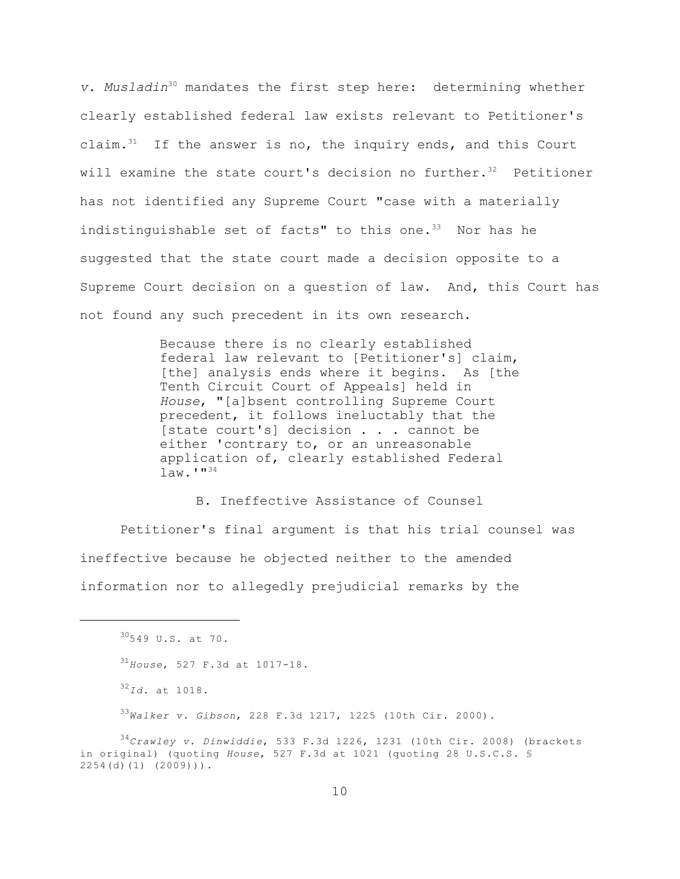*v. Musladin*[30] mandates the first step here: determining whether clearly established federal law exists relevant to Petitioner's claim.[31] If the answer is no, the inquiry ends, and this Court will examine the state court's decision no further.[32] Petitioner has not identified any Supreme Court "case with a materially indistinguishable set of facts" to this one.[33] Nor has he suggested that the state court made a decision opposite to a Supreme Court decision on a question of law. And, this Court has not found any such precedent in its own research.

> Because there is no clearly established federal law relevant to [Petitioner's] claim, [the] analysis ends where it begins. As [the Tenth Circuit Court of Appeals] held in *House*, "[a]bsent controlling Supreme Court precedent, it follows ineluctably that the [state court's] decision . . . cannot be either 'contrary to, or an unreasonable application of, clearly established Federal law.'"[34]

### B. Ineffective Assistance of Counsel

Petitioner's final argument is that his trial counsel was ineffective because he objected neither to the amended information nor to allegedly prejudicial remarks by the

---

[30] 549 U.S. at 70.

[31] *House*, 527 F.3d at 1017-18.

[32] *Id.* at 1018.

[33] *Walker v. Gibson*, 228 F.3d 1217, 1225 (10th Cir. 2000).

[34] *Crawley v. Dinwiddie*, 533 F.3d 1226, 1231 (10th Cir. 2008) (brackets in original) (quoting *House*, 527 F.3d at 1021 (quoting 28 U.S.C.S. § 2254(d)(1) (2009))).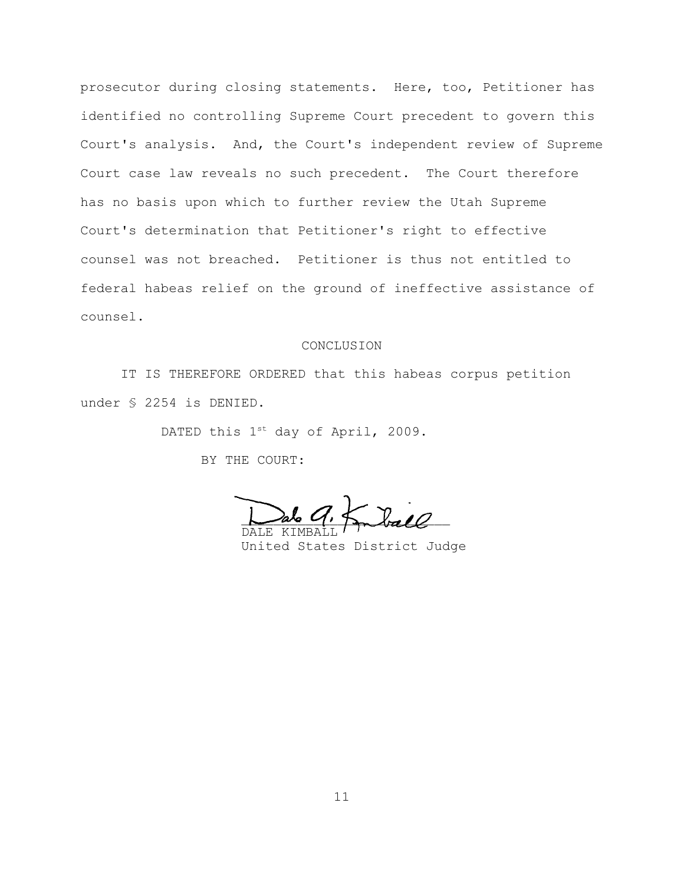prosecutor during closing statements. Here, too, Petitioner has identified no controlling Supreme Court precedent to govern this Court's analysis. And, the Court's independent review of Supreme Court case law reveals no such precedent. The Court therefore has no basis upon which to further review the Utah Supreme Court's determination that Petitioner's right to effective counsel was not breached. Petitioner is thus not entitled to federal habeas relief on the ground of ineffective assistance of counsel.

## CONCLUSION

IT IS THEREFORE ORDERED that this habeas corpus petition under § 2254 is DENIED.

DATED this 1st day of April, 2009.

BY THE COURT:

DALE KIMBALL
United States District Judge